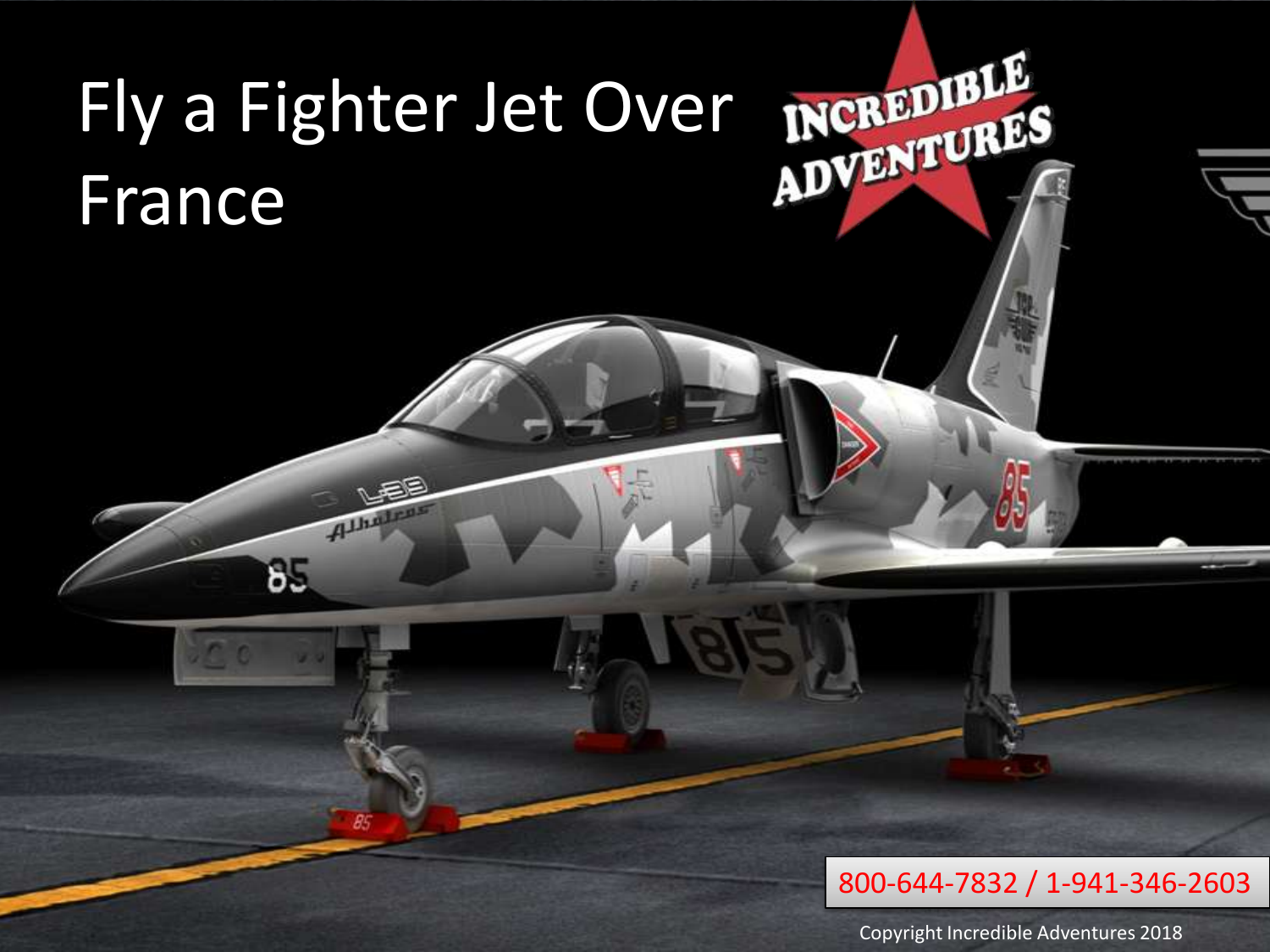# Fly a Fighter Jet Over France

INCREDIBLE ADVENTURES

800-644-7832 / 1-941-346-2603

Copyright Incredible Adventures 2018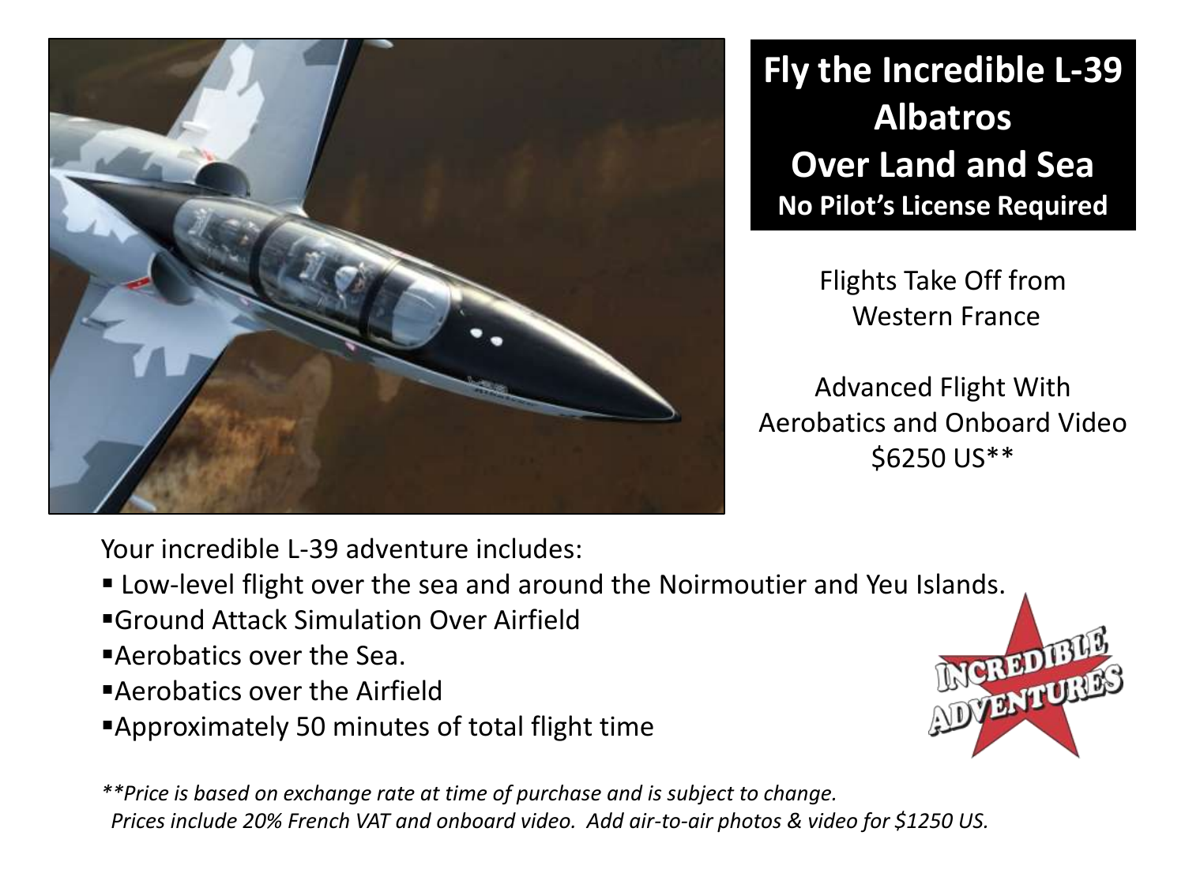# Fly the Incredible L-39 Albatros Over Land and Sea

**No Pilot's License Required**

Flights Take Off from Western France

Advanced Flight With Aerobatics and Onboard Video
$6250 US**

Your incredible L-39 adventure includes:

- Low-level flight over the sea and around the Noirmoutier and Yeu Islands.
- Ground Attack Simulation Over Airfield
- Aerobatics over the Sea.
- Aerobatics over the Airfield
- Approximately 50 minutes of total flight time

INCREDIBLE ADVENTURES

*\*\*Price is based on exchange rate at time of purchase and is subject to change. Prices include 20% French VAT and onboard video. Add air-to-air photos & video for $1250 US.*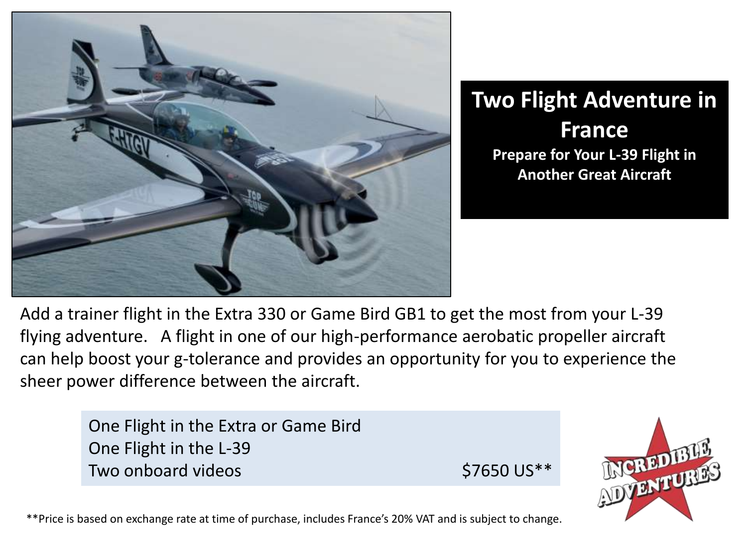# Two Flight Adventure in France

**Prepare for Your L-39 Flight in Another Great Aircraft**

Add a trainer flight in the Extra 330 or Game Bird GB1 to get the most from your L-39 flying adventure. A flight in one of our high-performance aerobatic propeller aircraft can help boost your g-tolerance and provides an opportunity for you to experience the sheer power difference between the aircraft.

| | |
|---|---|
| One Flight in the Extra or Game Bird<br>One Flight in the L-39<br>Two onboard videos | $7650 US** |

**Price is based on exchange rate at time of purchase, includes France's 20% VAT and is subject to change.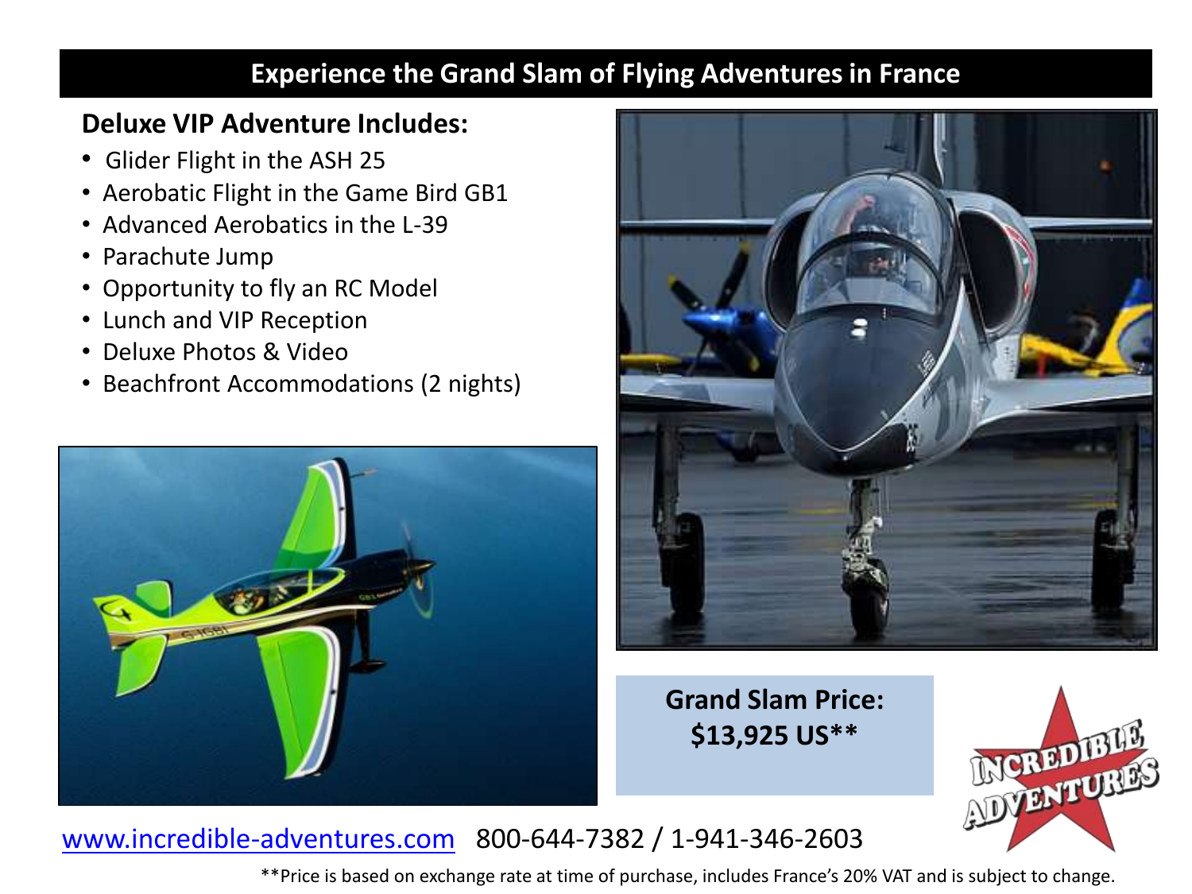# Experience the Grand Slam of Flying Adventures in France

## Deluxe VIP Adventure Includes:

- Glider Flight in the ASH 25
- Aerobatic Flight in the Game Bird GB1
- Advanced Aerobatics in the L-39
- Parachute Jump
- Opportunity to fly an RC Model
- Lunch and VIP Reception
- Deluxe Photos & Video
- Beachfront Accommodations (2 nights)

**Grand Slam Price: $13,925 US****

www.incredible-adventures.com 800-644-7382 / 1-941-346-2603

**Price is based on exchange rate at time of purchase, includes France's 20% VAT and is subject to change.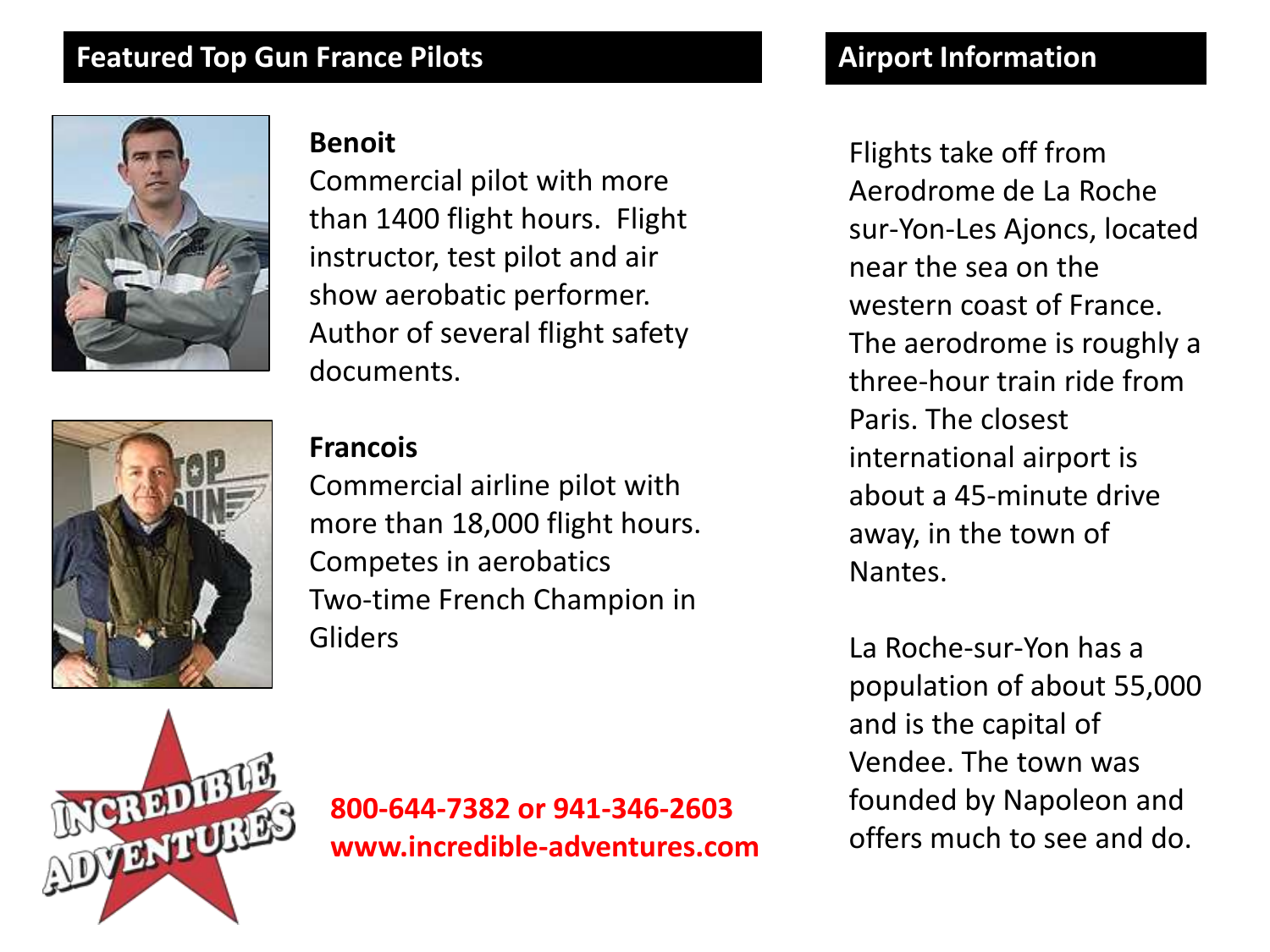## Featured Top Gun France Pilots

**Benoit**

Commercial pilot with more than 1400 flight hours. Flight instructor, test pilot and air show aerobatic performer. Author of several flight safety documents.

**Francois**

Commercial airline pilot with more than 18,000 flight hours. Competes in aerobatics Two-time French Champion in Gliders

**800-644-7382 or 941-346-2603**
**www.incredible-adventures.com**

## Airport Information

Flights take off from Aerodrome de La Roche sur-Yon-Les Ajoncs, located near the sea on the western coast of France. The aerodrome is roughly a three-hour train ride from Paris. The closest international airport is about a 45-minute drive away, in the town of Nantes.

La Roche-sur-Yon has a population of about 55,000 and is the capital of Vendee. The town was founded by Napoleon and offers much to see and do.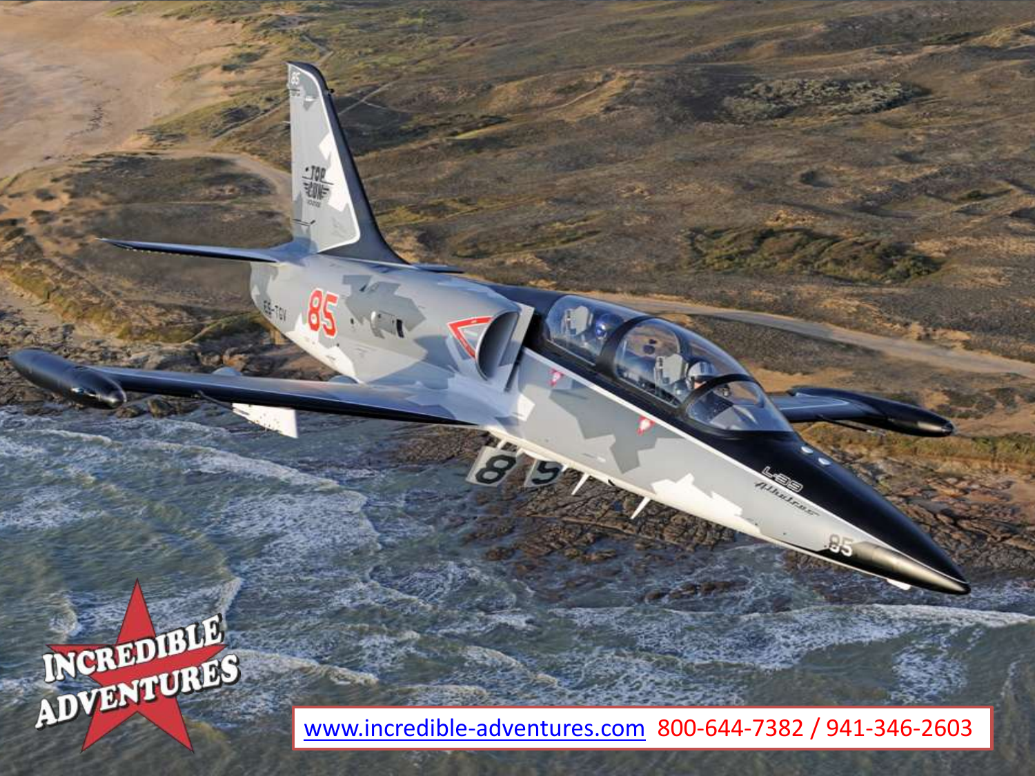INCREDIBLE ADVENTURES

www.incredible-adventures.com 800-644-7382 / 941-346-2603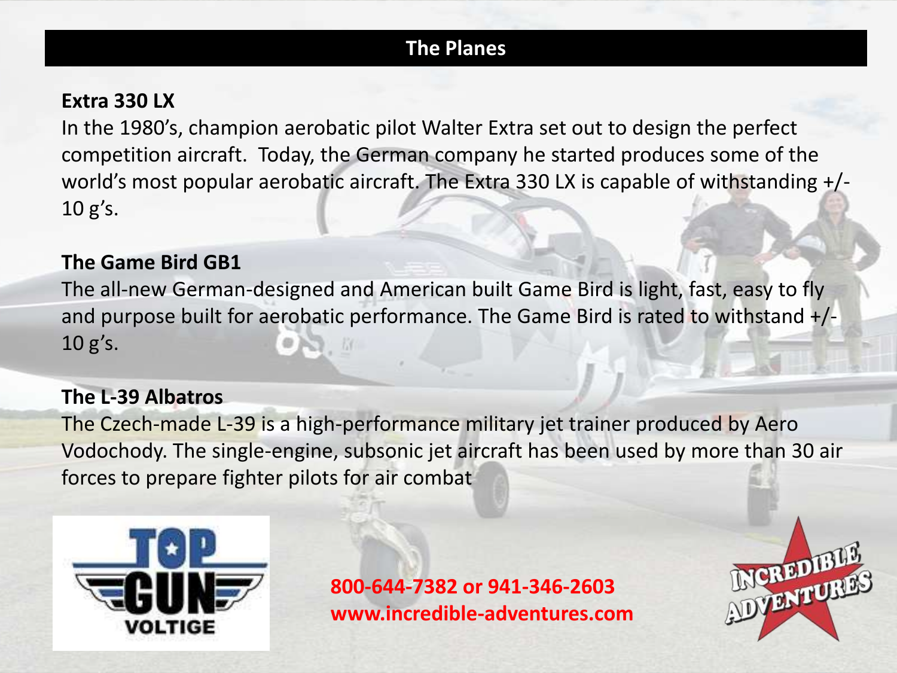# The Planes

**Extra 330 LX**

In the 1980's, champion aerobatic pilot Walter Extra set out to design the perfect competition aircraft. Today, the German company he started produces some of the world's most popular aerobatic aircraft. The Extra 330 LX is capable of withstanding +/- 10 g's.

**The Game Bird GB1**

The all-new German-designed and American built Game Bird is light, fast, easy to fly and purpose built for aerobatic performance. The Game Bird is rated to withstand +/- 10 g's.

**The L-39 Albatros**

The Czech-made L-39 is a high-performance military jet trainer produced by Aero Vodochody. The single-engine, subsonic jet aircraft has been used by more than 30 air forces to prepare fighter pilots for air combat

TOP GUN VOLTIGE

800-644-7382 or 941-346-2603
www.incredible-adventures.com

INCREDIBLE ADVENTURES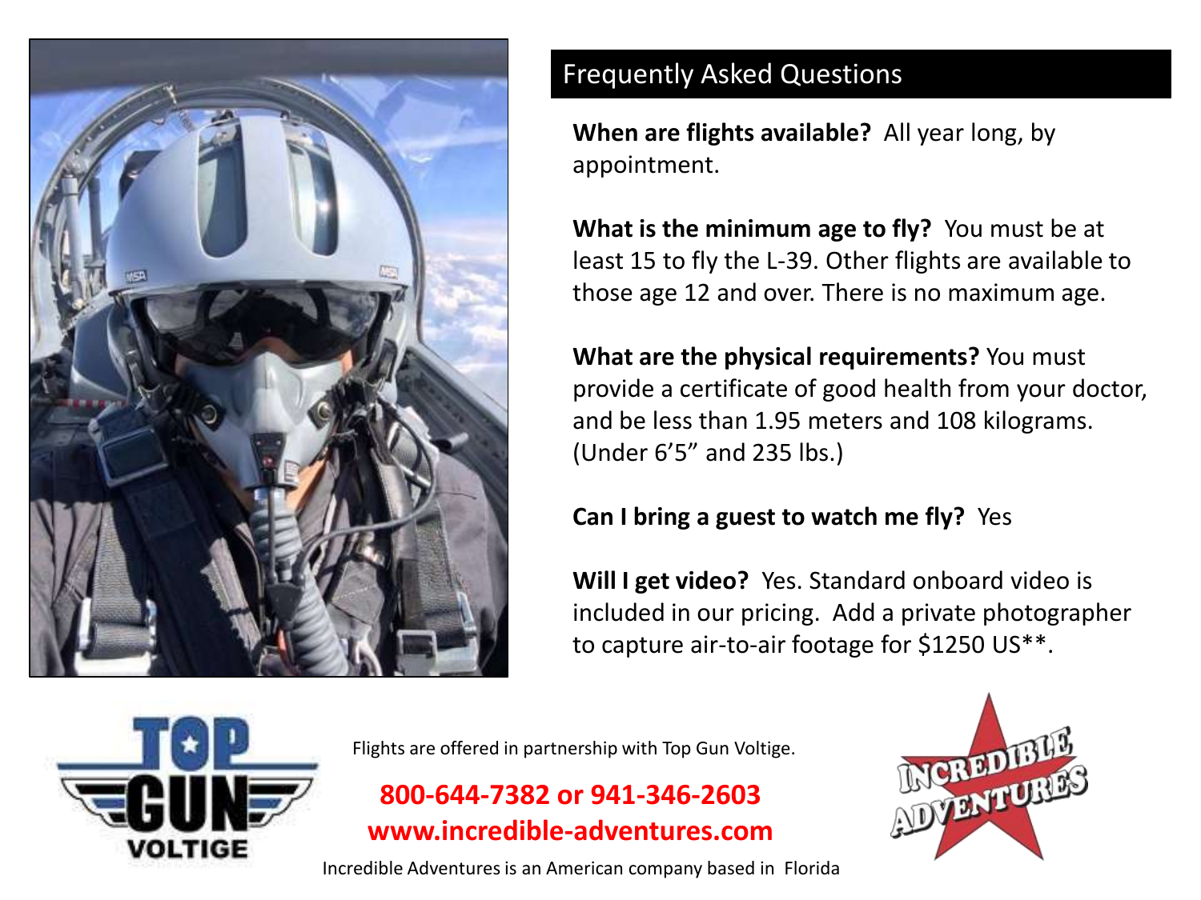## Frequently Asked Questions

**When are flights available?** All year long, by appointment.

**What is the minimum age to fly?** You must be at least 15 to fly the L-39. Other flights are available to those age 12 and over. There is no maximum age.

**What are the physical requirements?** You must provide a certificate of good health from your doctor, and be less than 1.95 meters and 108 kilograms. (Under 6'5" and 235 lbs.)

**Can I bring a guest to watch me fly?** Yes

**Will I get video?** Yes. Standard onboard video is included in our pricing. Add a private photographer to capture air-to-air footage for $1250 US**.

Flights are offered in partnership with Top Gun Voltige.

**800-644-7382 or 941-346-2603**
**www.incredible-adventures.com**

Incredible Adventures is an American company based in Florida